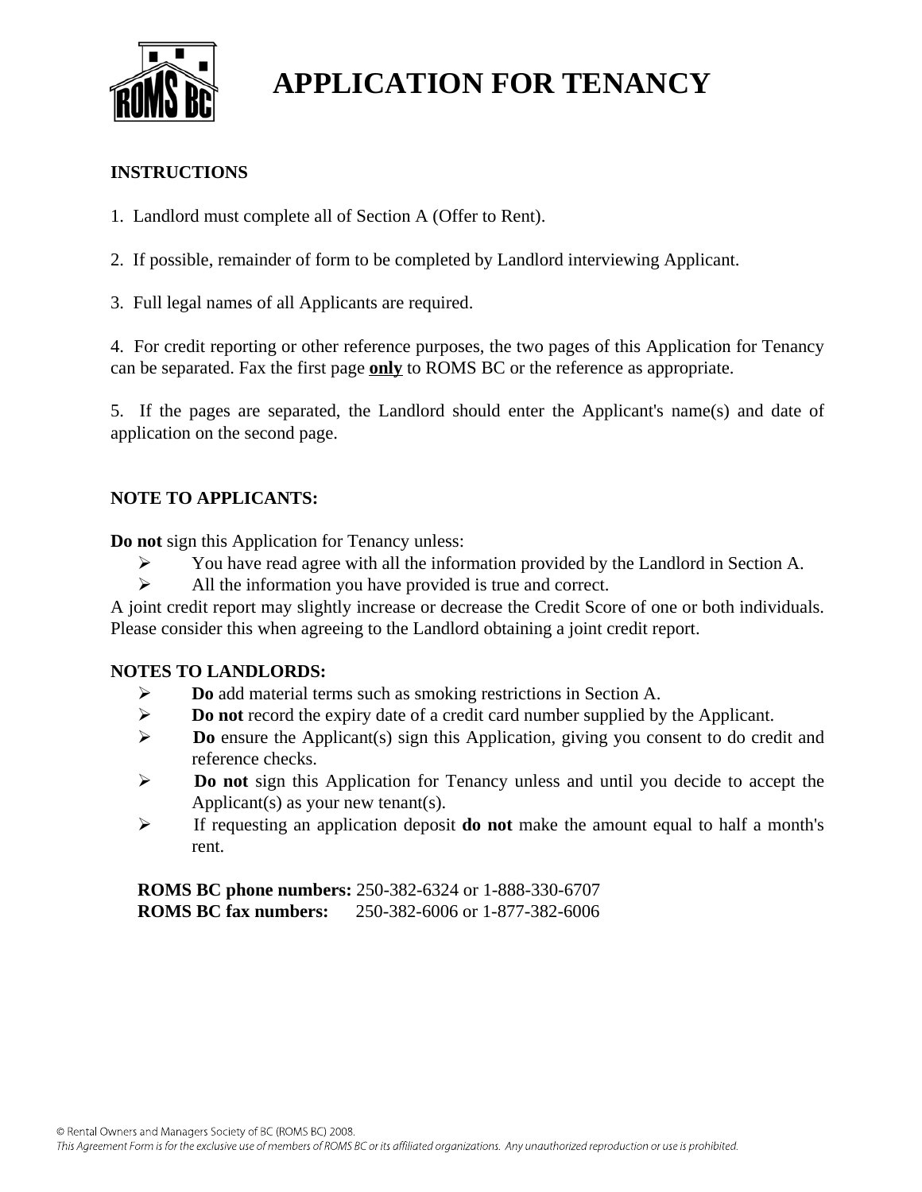# APPLICATION FOR TENANCY

**INSTRUCTIONS**

1. Landlord must complete all of Section A (Offer to Rent).

2. If possible, remainder of form to be completed by Landlord interviewing Applicant.

3. Full legal names of all Applicants are required.

4. For credit reporting or other reference purposes, the two pages of this Application for Tenancy can be separated. Fax the first page **only** to ROMS BC or the reference as appropriate.

5. If the pages are separated, the Landlord should enter the Applicant's name(s) and date of application on the second page.

**NOTE TO APPLICANTS:**

**Do not** sign this Application for Tenancy unless:

- You have read agree with all the information provided by the Landlord in Section A.
- All the information you have provided is true and correct.

A joint credit report may slightly increase or decrease the Credit Score of one or both individuals. Please consider this when agreeing to the Landlord obtaining a joint credit report.

**NOTES TO LANDLORDS:**

- **Do** add material terms such as smoking restrictions in Section A.
- **Do not** record the expiry date of a credit card number supplied by the Applicant.
- **Do** ensure the Applicant(s) sign this Application, giving you consent to do credit and reference checks.
- **Do not** sign this Application for Tenancy unless and until you decide to accept the Applicant(s) as your new tenant(s).
- If requesting an application deposit **do not** make the amount equal to half a month's rent.

**ROMS BC phone numbers:** 250-382-6324 or 1-888-330-6707
**ROMS BC fax numbers:** 250-382-6006 or 1-877-382-6006

© Rental Owners and Managers Society of BC (ROMS BC) 2008.
*This Agreement Form is for the exclusive use of members of ROMS BC or its affiliated organizations. Any unauthorized reproduction or use is prohibited.*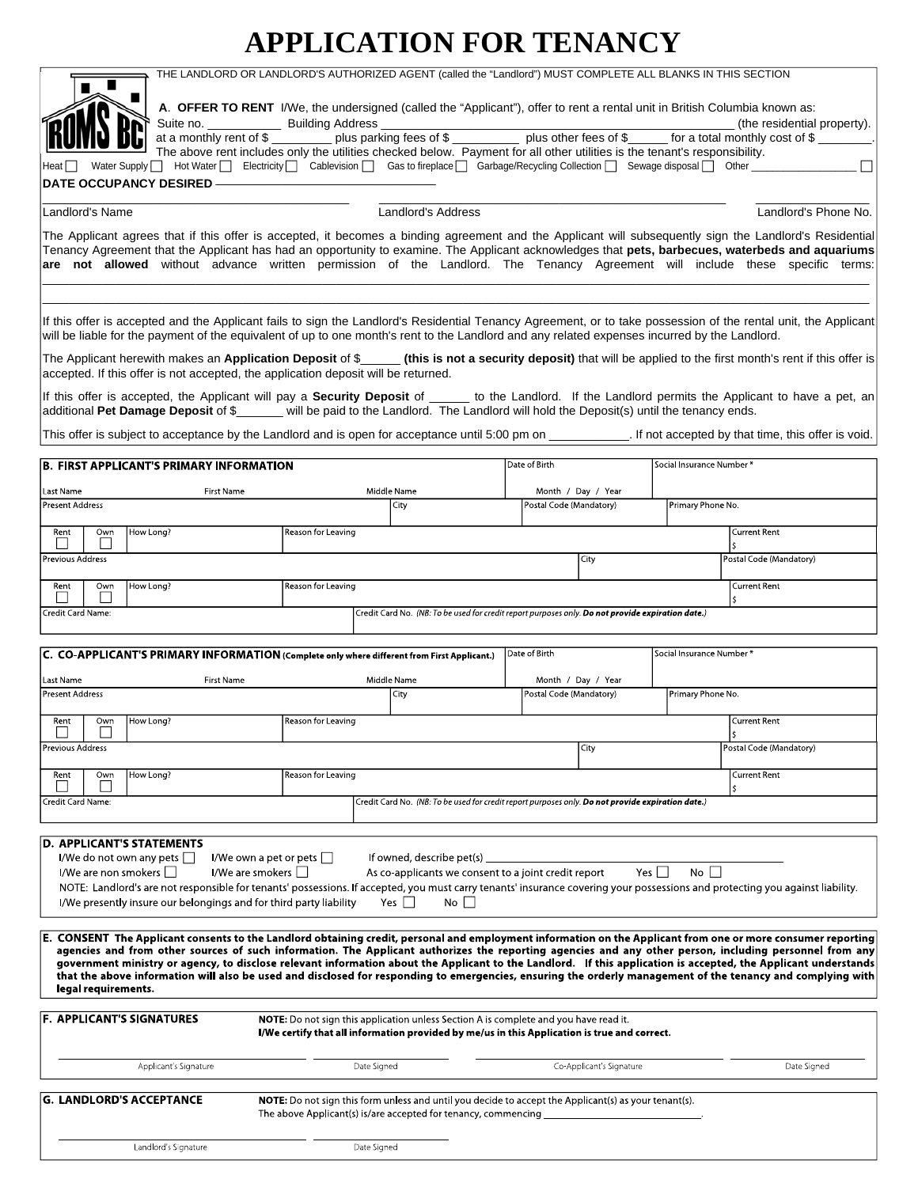# APPLICATION FOR TENANCY

ROMS BC

THE LANDLORD OR LANDLORD'S AUTHORIZED AGENT (called the "Landlord") MUST COMPLETE ALL BLANKS IN THIS SECTION

**A. OFFER TO RENT** I/We, the undersigned (called the "Applicant"), offer to rent a rental unit in British Columbia known as:
Suite no. ___________ Building Address ________________________________________________ (the residential property).
at a monthly rent of $ _________ plus parking fees of $ __________ plus other fees of $______ for a total monthly cost of $ ________.
The above rent includes only the utilities checked below. Payment for all other utilities is the tenant's responsibility.

Heat ☐ Water Supply ☐ Hot Water ☐ Electricity ☐ Cablevision ☐ Gas to fireplace ☐ Garbage/Recycling Collection ☐ Sewage disposal ☐ Other ____________________ ☐

**DATE OCCUPANCY DESIRED** ________________________________

| Landlord's Name | Landlord's Address | Landlord's Phone No. |
|---|---|---|
| | | |

The Applicant agrees that if this offer is accepted, it becomes a binding agreement and the Applicant will subsequently sign the Landlord's Residential Tenancy Agreement that the Applicant has had an opportunity to examine. The Applicant acknowledges that **pets, barbecues, waterbeds and aquariums are not allowed** without advance written permission of the Landlord. The Tenancy Agreement will include these specific terms: ______________________________________________________________________________

______________________________________________________________________________

If this offer is accepted and the Applicant fails to sign the Landlord's Residential Tenancy Agreement, or to take possession of the rental unit, the Applicant will be liable for the payment of the equivalent of up to one month's rent to the Landlord and any related expenses incurred by the Landlord.

The Applicant herewith makes an **Application Deposit** of $______ **(this is not a security deposit)** that will be applied to the first month's rent if this offer is accepted. If this offer is not accepted, the application deposit will be returned.

If this offer is accepted, the Applicant will pay a **Security Deposit** of ______ to the Landlord. If the Landlord permits the Applicant to have a pet, an additional **Pet Damage Deposit** of $_______ will be paid to the Landlord. The Landlord will hold the Deposit(s) until the tenancy ends.

This offer is subject to acceptance by the Landlord and is open for acceptance until 5:00 pm on ___________. If not accepted by that time, this offer is void.

## B. FIRST APPLICANT'S PRIMARY INFORMATION

| Last Name | First Name | Middle Name | Date of Birth (Month / Day / Year) | Social Insurance Number * |
|---|---|---|---|---|
| | | | | |

| Present Address | City | Postal Code (Mandatory) | Primary Phone No. |
|---|---|---|---|
| | | | |

| Rent | Own | How Long? | Reason for Leaving | Current Rent |
|---|---|---|---|---|
| ☐ | ☐ | | | $ |

| Previous Address | City | Postal Code (Mandatory) |
|---|---|---|
| | | |

| Rent | Own | How Long? | Reason for Leaving | Current Rent |
|---|---|---|---|---|
| ☐ | ☐ | | | $ |

| Credit Card Name: | Credit Card No. *(NB: To be used for credit report purposes only. **Do not provide expiration date.**)* |
|---|---|
| | |

## C. CO-APPLICANT'S PRIMARY INFORMATION (Complete only where different from First Applicant.)

| Last Name | First Name | Middle Name | Date of Birth (Month / Day / Year) | Social Insurance Number * |
|---|---|---|---|---|
| | | | | |

| Present Address | City | Postal Code (Mandatory) | Primary Phone No. |
|---|---|---|---|
| | | | |

| Rent | Own | How Long? | Reason for Leaving | Current Rent |
|---|---|---|---|---|
| ☐ | ☐ | | | $ |

| Previous Address | City | Postal Code (Mandatory) |
|---|---|---|
| | | |

| Rent | Own | How Long? | Reason for Leaving | Current Rent |
|---|---|---|---|---|
| ☐ | ☐ | | | $ |

| Credit Card Name: | Credit Card No. *(NB: To be used for credit report purposes only. **Do not provide expiration date.**)* |
|---|---|
| | |

## D. APPLICANT'S STATEMENTS

I/We do not own any pets ☐ I/We own a pet or pets ☐ If owned, describe pet(s) ______________________________

I/We are non smokers ☐ I/We are smokers ☐ As co-applicants we consent to a joint credit report Yes ☐ No ☐

NOTE: Landlord's are not responsible for tenants' possessions. If accepted, you must carry tenants' insurance covering your possessions and protecting you against liability.

I/We presently insure our belongings and for third party liability Yes ☐ No ☐

## E. CONSENT

**The Applicant consents to the Landlord obtaining credit, personal and employment information on the Applicant from one or more consumer reporting agencies and from other sources of such information. The Applicant authorizes the reporting agencies and any other person, including personnel from any government ministry or agency, to disclose relevant information about the Applicant to the Landlord. If this application is accepted, the Applicant understands that the above information will also be used and disclosed for responding to emergencies, ensuring the orderly management of the tenancy and complying with legal requirements.**

## F. APPLICANT'S SIGNATURES

**NOTE:** Do not sign this application unless Section A is complete and you have read it.
**I/We certify that all information provided by me/us in this Application is true and correct.**

| Applicant's Signature | Date Signed | Co-Applicant's Signature | Date Signed |
|---|---|---|---|
| | | | |

## G. LANDLORD'S ACCEPTANCE

**NOTE:** Do not sign this form unless and until you decide to accept the Applicant(s) as your tenant(s).
The above Applicant(s) is/are accepted for tenancy, commencing ____________________________.

| Landlord's Signature | Date Signed |
|---|---|
| | |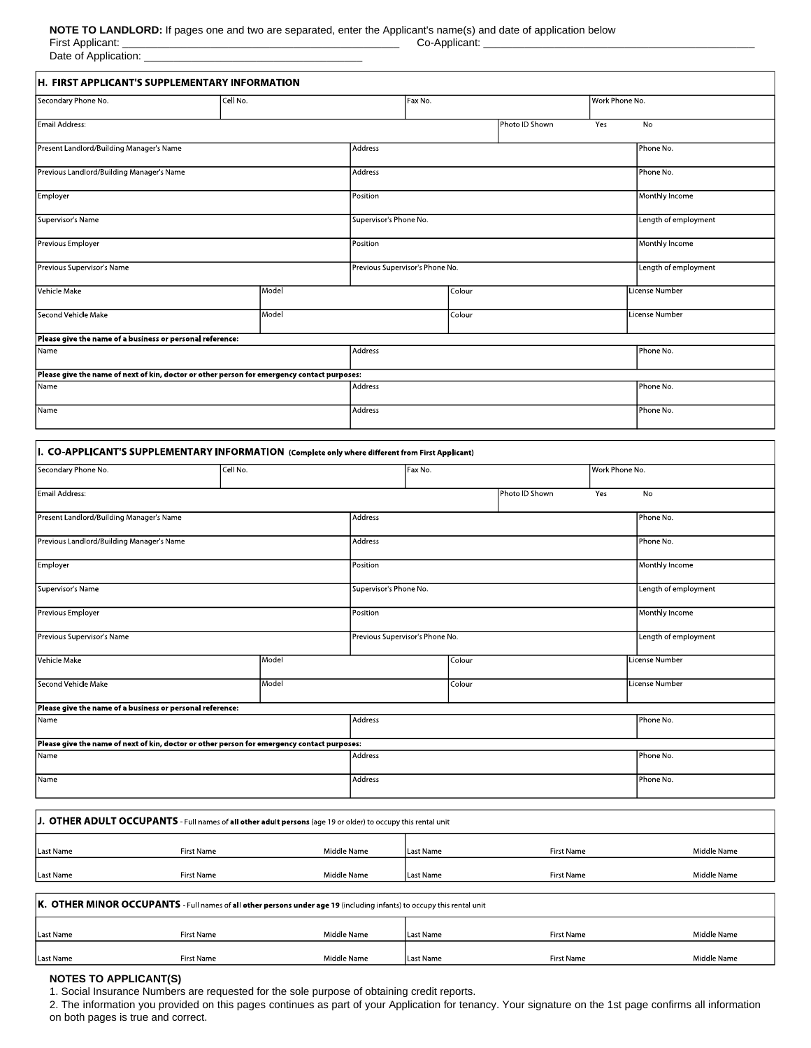**NOTE TO LANDLORD:** If pages one and two are separated, enter the Applicant's name(s) and date of application below

First Applicant: _______________________________________ Co-Applicant: _______________________________________

Date of Application: ___________________________________

## H. FIRST APPLICANT'S SUPPLEMENTARY INFORMATION

| | | | |
|---|---|---|---|
| Secondary Phone No. | Cell No. | Fax No. | Work Phone No. |
| Email Address: | | Photo ID Shown Yes No | |

| | | |
|---|---|---|
| Present Landlord/Building Manager's Name | Address | Phone No. |
| Previous Landlord/Building Manager's Name | Address | Phone No. |
| Employer | Position | Monthly Income |
| Supervisor's Name | Supervisor's Phone No. | Length of employment |
| Previous Employer | Position | Monthly Income |
| Previous Supervisor's Name | Previous Supervisor's Phone No. | Length of employment |

| | | | |
|---|---|---|---|
| Vehicle Make | Model | Colour | License Number |
| Second Vehicle Make | Model | Colour | License Number |

**Please give the name of a business or personal reference:**

| | | |
|---|---|---|
| Name | Address | Phone No. |

**Please give the name of next of kin, doctor or other person for emergency contact purposes:**

| | | |
|---|---|---|
| Name | Address | Phone No. |
| Name | Address | Phone No. |

## I. CO-APPLICANT'S SUPPLEMENTARY INFORMATION (Complete only where different from First Applicant)

| | | | |
|---|---|---|---|
| Secondary Phone No. | Cell No. | Fax No. | Work Phone No. |
| Email Address: | | Photo ID Shown Yes No | |

| | | |
|---|---|---|
| Present Landlord/Building Manager's Name | Address | Phone No. |
| Previous Landlord/Building Manager's Name | Address | Phone No. |
| Employer | Position | Monthly Income |
| Supervisor's Name | Supervisor's Phone No. | Length of employment |
| Previous Employer | Position | Monthly Income |
| Previous Supervisor's Name | Previous Supervisor's Phone No. | Length of employment |

| | | | |
|---|---|---|---|
| Vehicle Make | Model | Colour | License Number |
| Second Vehicle Make | Model | Colour | License Number |

**Please give the name of a business or personal reference:**

| | | |
|---|---|---|
| Name | Address | Phone No. |

**Please give the name of next of kin, doctor or other person for emergency contact purposes:**

| | | |
|---|---|---|
| Name | Address | Phone No. |
| Name | Address | Phone No. |

## J. OTHER ADULT OCCUPANTS - Full names of **all other adult persons** (age 19 or older) to occupy this rental unit

| | | | | | |
|---|---|---|---|---|---|
| Last Name | First Name | Middle Name | Last Name | First Name | Middle Name |
| Last Name | First Name | Middle Name | Last Name | First Name | Middle Name |

## K. OTHER MINOR OCCUPANTS - Full names of **all other persons under age 19** (including infants) to occupy this rental unit

| | | | | | |
|---|---|---|---|---|---|
| Last Name | First Name | Middle Name | Last Name | First Name | Middle Name |
| Last Name | First Name | Middle Name | Last Name | First Name | Middle Name |

**NOTES TO APPLICANT(S)**

1. Social Insurance Numbers are requested for the sole purpose of obtaining credit reports.
2. The information you provided on this pages continues as part of your Application for tenancy. Your signature on the 1st page confirms all information on both pages is true and correct.